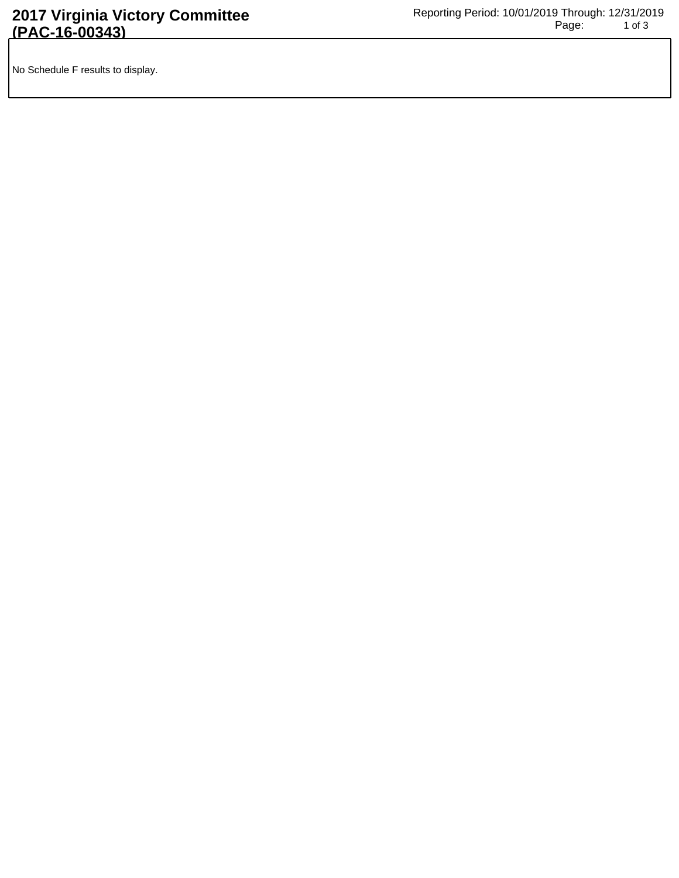# 2017 Virginia Victory Committee (PAC-16-00343)

Reporting Period: 10/01/2019 Through: 12/31/2019

No Schedule F results to display.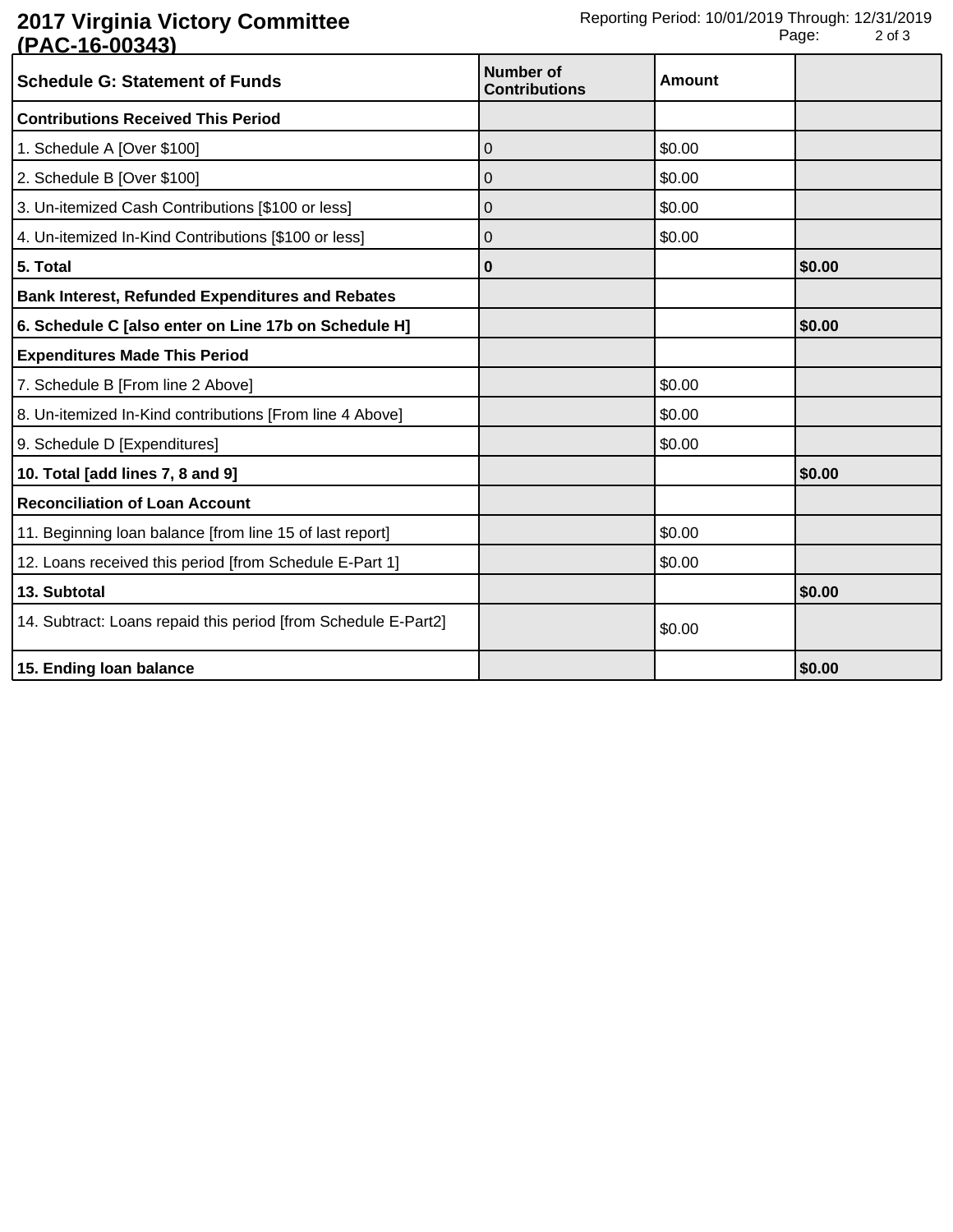# 2017 Virginia Victory Committee (PAC-16-00343)

Reporting Period: 10/01/2019 Through: 12/31/2019

| Schedule G: Statement of Funds | Number of Contributions | Amount | |
|---|---|---|---|
| **Contributions Received This Period** | | | |
| 1. Schedule A [Over $100] | 0 | $0.00 | |
| 2. Schedule B [Over $100] | 0 | $0.00 | |
| 3. Un-itemized Cash Contributions [$100 or less] | 0 | $0.00 | |
| 4. Un-itemized In-Kind Contributions [$100 or less] | 0 | $0.00 | |
| **5. Total** | **0** | | **$0.00** |
| **Bank Interest, Refunded Expenditures and Rebates** | | | |
| **6. Schedule C [also enter on Line 17b on Schedule H]** | | | **$0.00** |
| **Expenditures Made This Period** | | | |
| 7. Schedule B [From line 2 Above] | | $0.00 | |
| 8. Un-itemized In-Kind contributions [From line 4 Above] | | $0.00 | |
| 9. Schedule D [Expenditures] | | $0.00 | |
| **10. Total [add lines 7, 8 and 9]** | | | **$0.00** |
| **Reconciliation of Loan Account** | | | |
| 11. Beginning loan balance [from line 15 of last report] | | $0.00 | |
| 12. Loans received this period [from Schedule E-Part 1] | | $0.00 | |
| **13. Subtotal** | | | **$0.00** |
| 14. Subtract: Loans repaid this period [from Schedule E-Part2] | | $0.00 | |
| **15. Ending loan balance** | | | **$0.00** |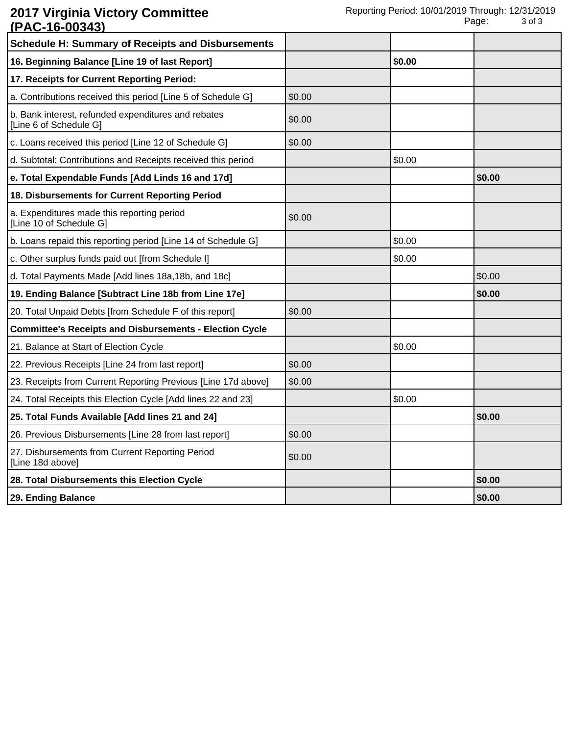# 2017 Virginia Victory Committee (PAC-16-00343)

Reporting Period: 10/01/2019 Through: 12/31/2019

| **Schedule H: Summary of Receipts and Disbursements** | | | |
|---|---|---|---|
| **16. Beginning Balance [Line 19 of last Report]** | | **$0.00** | |
| **17. Receipts for Current Reporting Period:** | | | |
| a. Contributions received this period [Line 5 of Schedule G] | $0.00 | | |
| b. Bank interest, refunded expenditures and rebates [Line 6 of Schedule G] | $0.00 | | |
| c. Loans received this period [Line 12 of Schedule G] | $0.00 | | |
| d. Subtotal: Contributions and Receipts received this period | | $0.00 | |
| **e. Total Expendable Funds [Add Linds 16 and 17d]** | | | **$0.00** |
| **18. Disbursements for Current Reporting Period** | | | |
| a. Expenditures made this reporting period [Line 10 of Schedule G] | $0.00 | | |
| b. Loans repaid this reporting period [Line 14 of Schedule G] | | $0.00 | |
| c. Other surplus funds paid out [from Schedule I] | | $0.00 | |
| d. Total Payments Made [Add lines 18a,18b, and 18c] | | | $0.00 |
| **19. Ending Balance [Subtract Line 18b from Line 17e]** | | | **$0.00** |
| 20. Total Unpaid Debts [from Schedule F of this report] | $0.00 | | |
| **Committee's Receipts and Disbursements - Election Cycle** | | | |
| 21. Balance at Start of Election Cycle | | $0.00 | |
| 22. Previous Receipts [Line 24 from last report] | $0.00 | | |
| 23. Receipts from Current Reporting Previous [Line 17d above] | $0.00 | | |
| 24. Total Receipts this Election Cycle [Add lines 22 and 23] | | $0.00 | |
| **25. Total Funds Available [Add lines 21 and 24]** | | | **$0.00** |
| 26. Previous Disbursements [Line 28 from last report] | $0.00 | | |
| 27. Disbursements from Current Reporting Period [Line 18d above] | $0.00 | | |
| **28. Total Disbursements this Election Cycle** | | | **$0.00** |
| **29. Ending Balance** | | | **$0.00** |